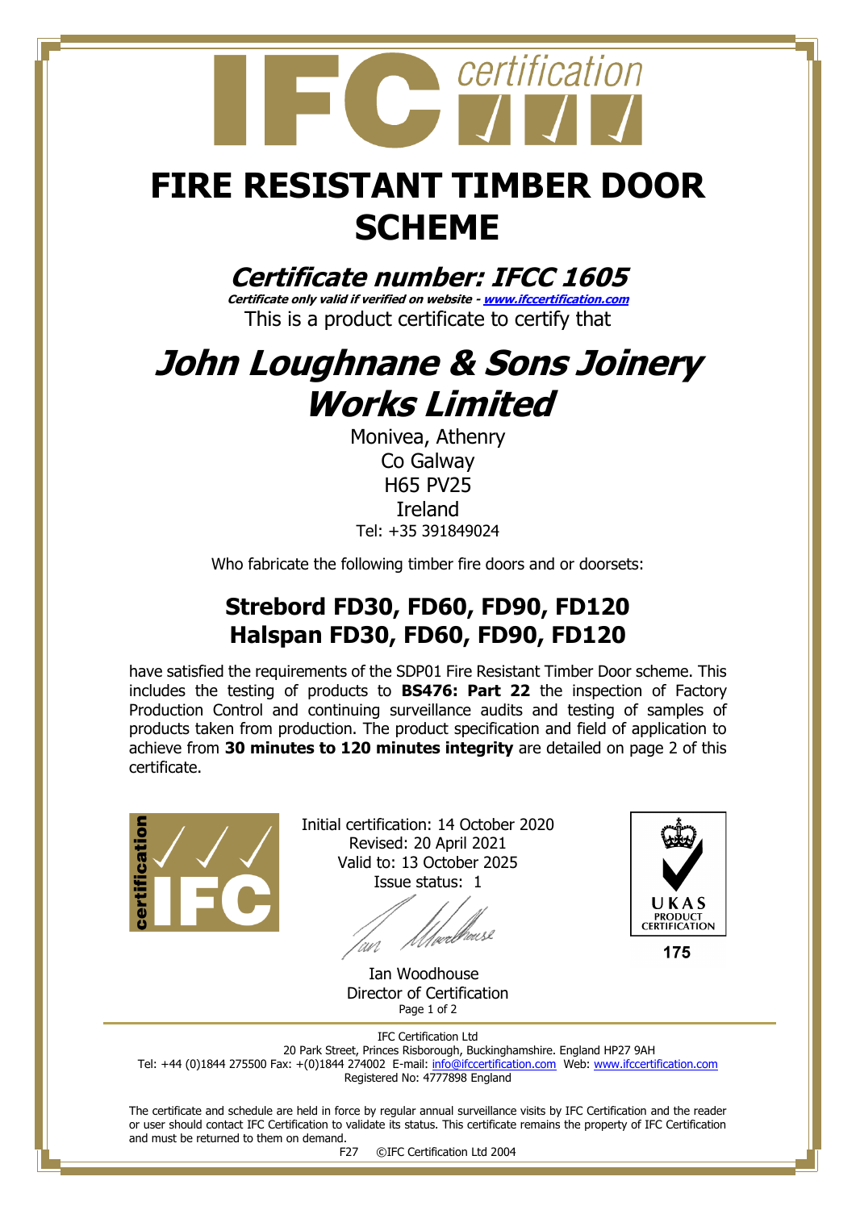# FIRE RESISTANT TIMBER DOOR SCHEME

## *Certificate number: IFCC 1605*

***Certificate only valid if verified on website - www.ifccertification.com***

This is a product certificate to certify that

# *John Loughnane & Sons Joinery Works Limited*

Monivea, Athenry
Co Galway
H65 PV25
Ireland
Tel: +35 391849024

Who fabricate the following timber fire doors and or doorsets:

## Strebord FD30, FD60, FD90, FD120
## Halspan FD30, FD60, FD90, FD120

have satisfied the requirements of the SDP01 Fire Resistant Timber Door scheme. This includes the testing of products to **BS476: Part 22** the inspection of Factory Production Control and continuing surveillance audits and testing of samples of products taken from production. The product specification and field of application to achieve from **30 minutes to 120 minutes integrity** are detailed on page 2 of this certificate.

Initial certification: 14 October 2020
Revised: 20 April 2021
Valid to: 13 October 2025
Issue status: 1

Ian Woodhouse
Director of Certification

UKAS PRODUCT CERTIFICATION
175

IFC Certification Ltd
20 Park Street, Princes Risborough, Buckinghamshire. England HP27 9AH
Tel: +44 (0)1844 275500 Fax: +(0)1844 274002 E-mail: info@ifccertification.com Web: www.ifccertification.com
Registered No: 4777898 England

The certificate and schedule are held in force by regular annual surveillance visits by IFC Certification and the reader or user should contact IFC Certification to validate its status. This certificate remains the property of IFC Certification and must be returned to them on demand.

F27 ©IFC Certification Ltd 2004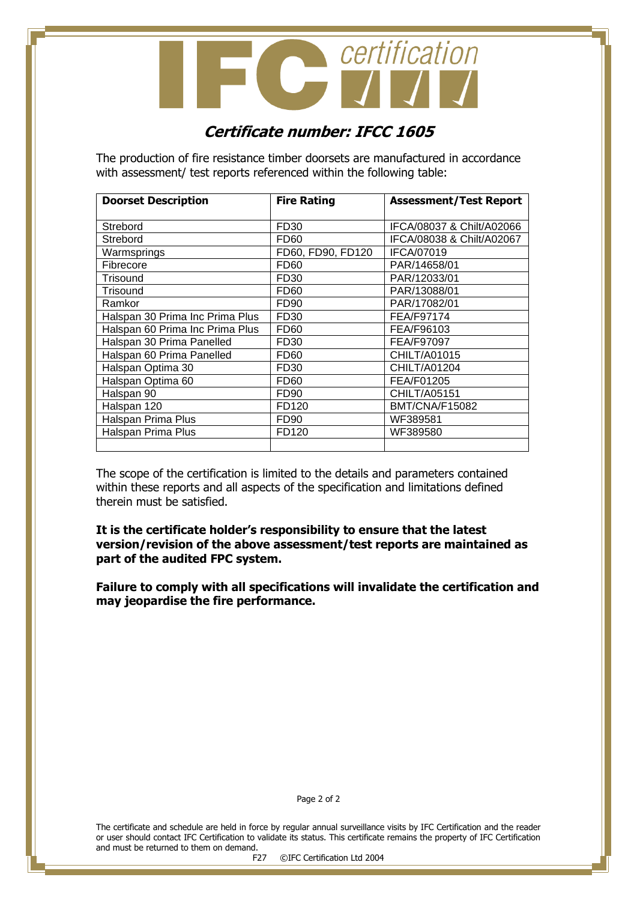# Certificate number: IFCC 1605

The production of fire resistance timber doorsets are manufactured in accordance with assessment/ test reports referenced within the following table:

| Doorset Description | Fire Rating | Assessment/Test Report |
|---|---|---|
| Strebord | FD30 | IFCA/08037 & Chilt/A02066 |
| Strebord | FD60 | IFCA/08038 & Chilt/A02067 |
| Warmsprings | FD60, FD90, FD120 | IFCA/07019 |
| Fibrecore | FD60 | PAR/14658/01 |
| Trisound | FD30 | PAR/12033/01 |
| Trisound | FD60 | PAR/13088/01 |
| Ramkor | FD90 | PAR/17082/01 |
| Halspan 30 Prima Inc Prima Plus | FD30 | FEA/F97174 |
| Halspan 60 Prima Inc Prima Plus | FD60 | FEA/F96103 |
| Halspan 30 Prima Panelled | FD30 | FEA/F97097 |
| Halspan 60 Prima Panelled | FD60 | CHILT/A01015 |
| Halspan Optima 30 | FD30 | CHILT/A01204 |
| Halspan Optima 60 | FD60 | FEA/F01205 |
| Halspan 90 | FD90 | CHILT/A05151 |
| Halspan 120 | FD120 | BMT/CNA/F15082 |
| Halspan Prima Plus | FD90 | WF389581 |
| Halspan Prima Plus | FD120 | WF389580 |
| | | |

The scope of the certification is limited to the details and parameters contained within these reports and all aspects of the specification and limitations defined therein must be satisfied.

**It is the certificate holder's responsibility to ensure that the latest version/revision of the above assessment/test reports are maintained as part of the audited FPC system.**

**Failure to comply with all specifications will invalidate the certification and may jeopardise the fire performance.**

The certificate and schedule are held in force by regular annual surveillance visits by IFC Certification and the reader or user should contact IFC Certification to validate its status. This certificate remains the property of IFC Certification and must be returned to them on demand.

F27 ©IFC Certification Ltd 2004